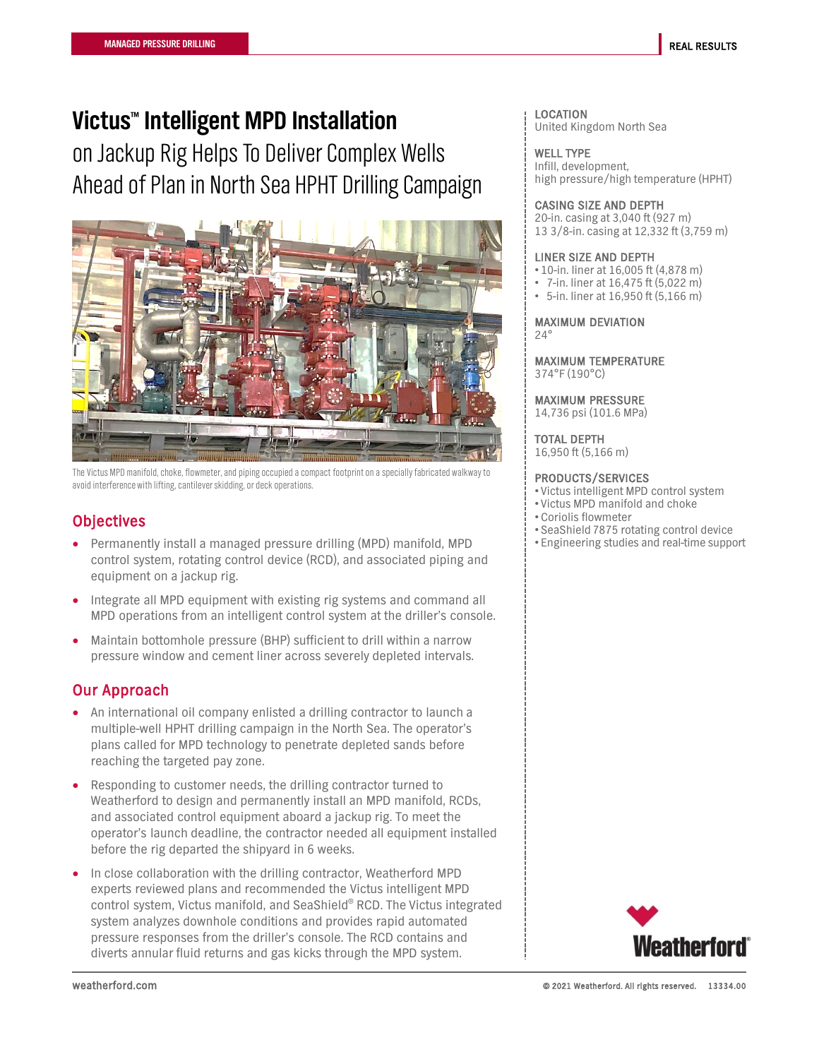MANAGED PRESSURE DRILLING

REAL RESULTS

# Victus™ Intelligent MPD Installation on Jackup Rig Helps To Deliver Complex Wells Ahead of Plan in North Sea HPHT Drilling Campaign

The Victus MPD manifold, choke, flowmeter, and piping occupied a compact footprint on a specially fabricated walkway to avoid interference with lifting, cantilever skidding, or deck operations.

## Objectives

- Permanently install a managed pressure drilling (MPD) manifold, MPD control system, rotating control device (RCD), and associated piping and equipment on a jackup rig.
- Integrate all MPD equipment with existing rig systems and command all MPD operations from an intelligent control system at the driller's console.
- Maintain bottomhole pressure (BHP) sufficient to drill within a narrow pressure window and cement liner across severely depleted intervals.

## Our Approach

- An international oil company enlisted a drilling contractor to launch a multiple-well HPHT drilling campaign in the North Sea. The operator's plans called for MPD technology to penetrate depleted sands before reaching the targeted pay zone.
- Responding to customer needs, the drilling contractor turned to Weatherford to design and permanently install an MPD manifold, RCDs, and associated control equipment aboard a jackup rig. To meet the operator's launch deadline, the contractor needed all equipment installed before the rig departed the shipyard in 6 weeks.
- In close collaboration with the drilling contractor, Weatherford MPD experts reviewed plans and recommended the Victus intelligent MPD control system, Victus manifold, and SeaShield® RCD. The Victus integrated system analyzes downhole conditions and provides rapid automated pressure responses from the driller's console. The RCD contains and diverts annular fluid returns and gas kicks through the MPD system.

**LOCATION**
United Kingdom North Sea

**WELL TYPE**
Infill, development,
high pressure/high temperature (HPHT)

**CASING SIZE AND DEPTH**
20-in. casing at 3,040 ft (927 m)
13 3/8-in. casing at 12,332 ft (3,759 m)

**LINER SIZE AND DEPTH**
- 10-in. liner at 16,005 ft (4,878 m)
- 7-in. liner at 16,475 ft (5,022 m)
- 5-in. liner at 16,950 ft (5,166 m)

**MAXIMUM DEVIATION**
24°

**MAXIMUM TEMPERATURE**
374°F (190°C)

**MAXIMUM PRESSURE**
14,736 psi (101.6 MPa)

**TOTAL DEPTH**
16,950 ft (5,166 m)

**PRODUCTS/SERVICES**
- Victus intelligent MPD control system
- Victus MPD manifold and choke
- Coriolis flowmeter
- SeaShield 7875 rotating control device
- Engineering studies and real-time support

weatherford.com

© 2021 Weatherford. All rights reserved. 13334.00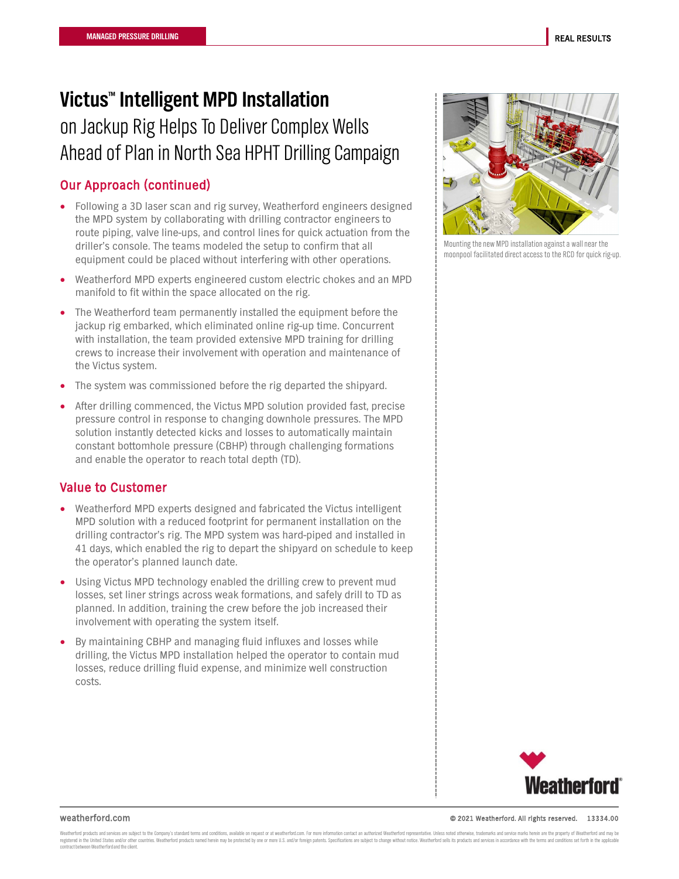# Victus™ Intelligent MPD Installation on Jackup Rig Helps To Deliver Complex Wells Ahead of Plan in North Sea HPHT Drilling Campaign

## Our Approach (continued)

- Following a 3D laser scan and rig survey, Weatherford engineers designed the MPD system by collaborating with drilling contractor engineers to route piping, valve line-ups, and control lines for quick actuation from the driller's console. The teams modeled the setup to confirm that all equipment could be placed without interfering with other operations.
- Weatherford MPD experts engineered custom electric chokes and an MPD manifold to fit within the space allocated on the rig.
- The Weatherford team permanently installed the equipment before the jackup rig embarked, which eliminated online rig-up time. Concurrent with installation, the team provided extensive MPD training for drilling crews to increase their involvement with operation and maintenance of the Victus system.
- The system was commissioned before the rig departed the shipyard.
- After drilling commenced, the Victus MPD solution provided fast, precise pressure control in response to changing downhole pressures. The MPD solution instantly detected kicks and losses to automatically maintain constant bottomhole pressure (CBHP) through challenging formations and enable the operator to reach total depth (TD).

## Value to Customer

- Weatherford MPD experts designed and fabricated the Victus intelligent MPD solution with a reduced footprint for permanent installation on the drilling contractor's rig. The MPD system was hard-piped and installed in 41 days, which enabled the rig to depart the shipyard on schedule to keep the operator's planned launch date.
- Using Victus MPD technology enabled the drilling crew to prevent mud losses, set liner strings across weak formations, and safely drill to TD as planned. In addition, training the crew before the job increased their involvement with operating the system itself.
- By maintaining CBHP and managing fluid influxes and losses while drilling, the Victus MPD installation helped the operator to contain mud losses, reduce drilling fluid expense, and minimize well construction costs.

Mounting the new MPD installation against a wall near the moonpool facilitated direct access to the RCD for quick rig-up.

weatherford.com

© 2021 Weatherford. All rights reserved. 13334.00

Weatherford products and services are subject to the Company's standard terms and conditions, available on request or at weatherford.com. For more information contact an authorized Weatherford representative. Unless noted otherwise, trademarks and service marks herein are the property of Weatherford and may be registered in the United States and/or other countries. Weatherford products named herein may be protected by one or more U.S. and/or foreign patents. Specifications are subject to change without notice. Weatherford sells its products and services in accordance with the terms and conditions set forth in the applicable contract between Weatherford and the client.